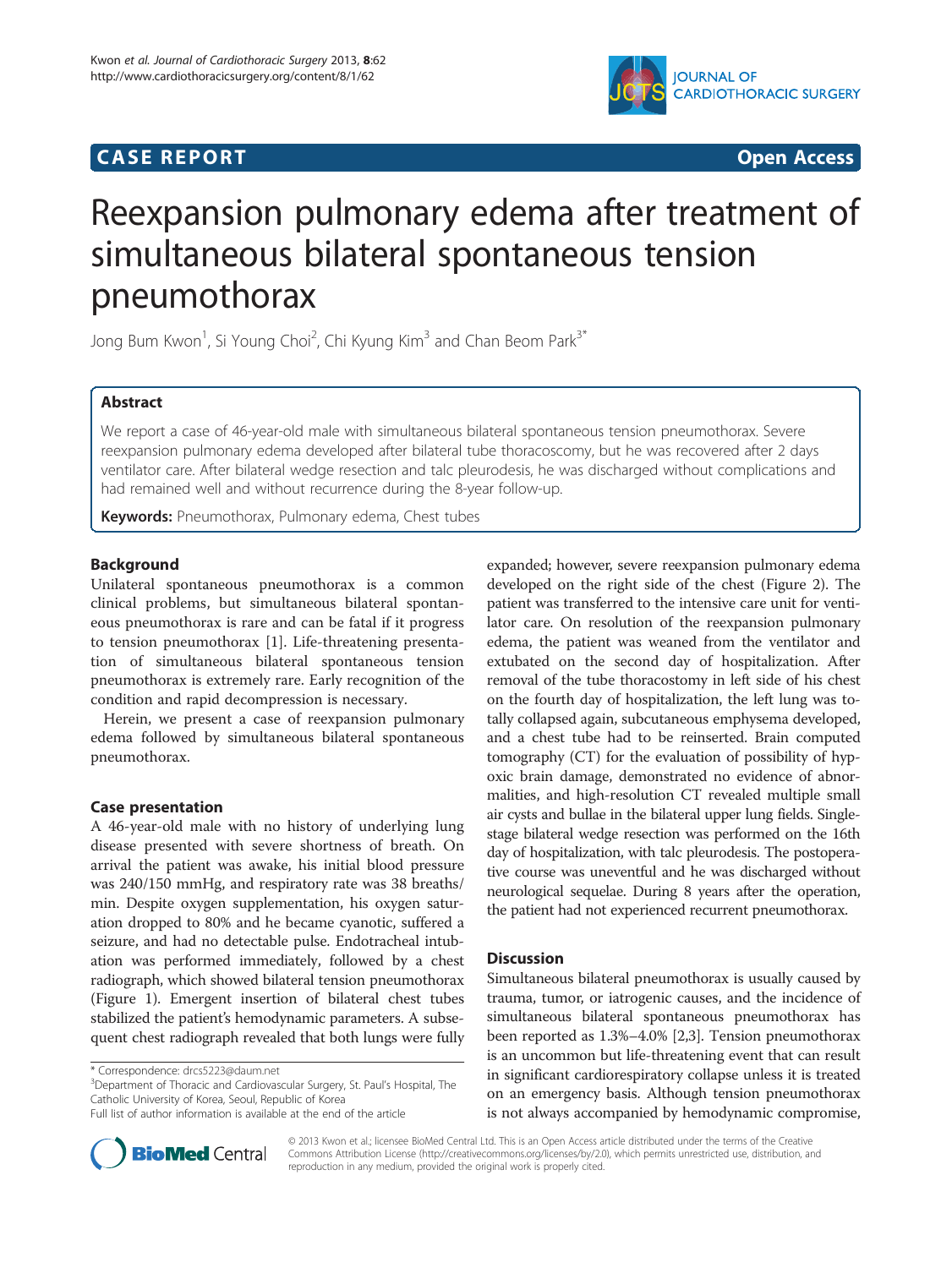# CASE REPORT Open Access

# Reexpansion pulmonary edema after treatment of simultaneous bilateral spontaneous tension pneumothorax

Jong Bum Kwon[1], Si Young Choi[2], Chi Kyung Kim[3] and Chan Beom Park[3*]

## Abstract

We report a case of 46-year-old male with simultaneous bilateral spontaneous tension pneumothorax. Severe reexpansion pulmonary edema developed after bilateral tube thoracoscomy, but he was recovered after 2 days ventilator care. After bilateral wedge resection and talc pleurodesis, he was discharged without complications and had remained well and without recurrence during the 8-year follow-up.

**Keywords:** Pneumothorax, Pulmonary edema, Chest tubes

## Background

Unilateral spontaneous pneumothorax is a common clinical problems, but simultaneous bilateral spontaneous pneumothorax is rare and can be fatal if it progress to tension pneumothorax [1]. Life-threatening presentation of simultaneous bilateral spontaneous tension pneumothorax is extremely rare. Early recognition of the condition and rapid decompression is necessary.

Herein, we present a case of reexpansion pulmonary edema followed by simultaneous bilateral spontaneous pneumothorax.

## Case presentation

A 46-year-old male with no history of underlying lung disease presented with severe shortness of breath. On arrival the patient was awake, his initial blood pressure was 240/150 mmHg, and respiratory rate was 38 breaths/ min. Despite oxygen supplementation, his oxygen saturation dropped to 80% and he became cyanotic, suffered a seizure, and had no detectable pulse. Endotracheal intubation was performed immediately, followed by a chest radiograph, which showed bilateral tension pneumothorax (Figure 1). Emergent insertion of bilateral chest tubes stabilized the patient's hemodynamic parameters. A subsequent chest radiograph revealed that both lungs were fully expanded; however, severe reexpansion pulmonary edema developed on the right side of the chest (Figure 2). The patient was transferred to the intensive care unit for ventilator care. On resolution of the reexpansion pulmonary edema, the patient was weaned from the ventilator and extubated on the second day of hospitalization. After removal of the tube thoracostomy in left side of his chest on the fourth day of hospitalization, the left lung was totally collapsed again, subcutaneous emphysema developed, and a chest tube had to be reinserted. Brain computed tomography (CT) for the evaluation of possibility of hypoxic brain damage, demonstrated no evidence of abnormalities, and high-resolution CT revealed multiple small air cysts and bullae in the bilateral upper lung fields. Single-stage bilateral wedge resection was performed on the 16th day of hospitalization, with talc pleurodesis. The postoperative course was uneventful and he was discharged without neurological sequelae. During 8 years after the operation, the patient had not experienced recurrent pneumothorax.

## Discussion

Simultaneous bilateral pneumothorax is usually caused by trauma, tumor, or iatrogenic causes, and the incidence of simultaneous bilateral spontaneous pneumothorax has been reported as 1.3%–4.0% [2,3]. Tension pneumothorax is an uncommon but life-threatening event that can result in significant cardiorespiratory collapse unless it is treated on an emergency basis. Although tension pneumothorax is not always accompanied by hemodynamic compromise,

\* Correspondence: drcs5223@daum.net
[3]Department of Thoracic and Cardiovascular Surgery, St. Paul's Hospital, The Catholic University of Korea, Seoul, Republic of Korea
Full list of author information is available at the end of the article

© 2013 Kwon et al.; licensee BioMed Central Ltd. This is an Open Access article distributed under the terms of the Creative Commons Attribution License (http://creativecommons.org/licenses/by/2.0), which permits unrestricted use, distribution, and reproduction in any medium, provided the original work is properly cited.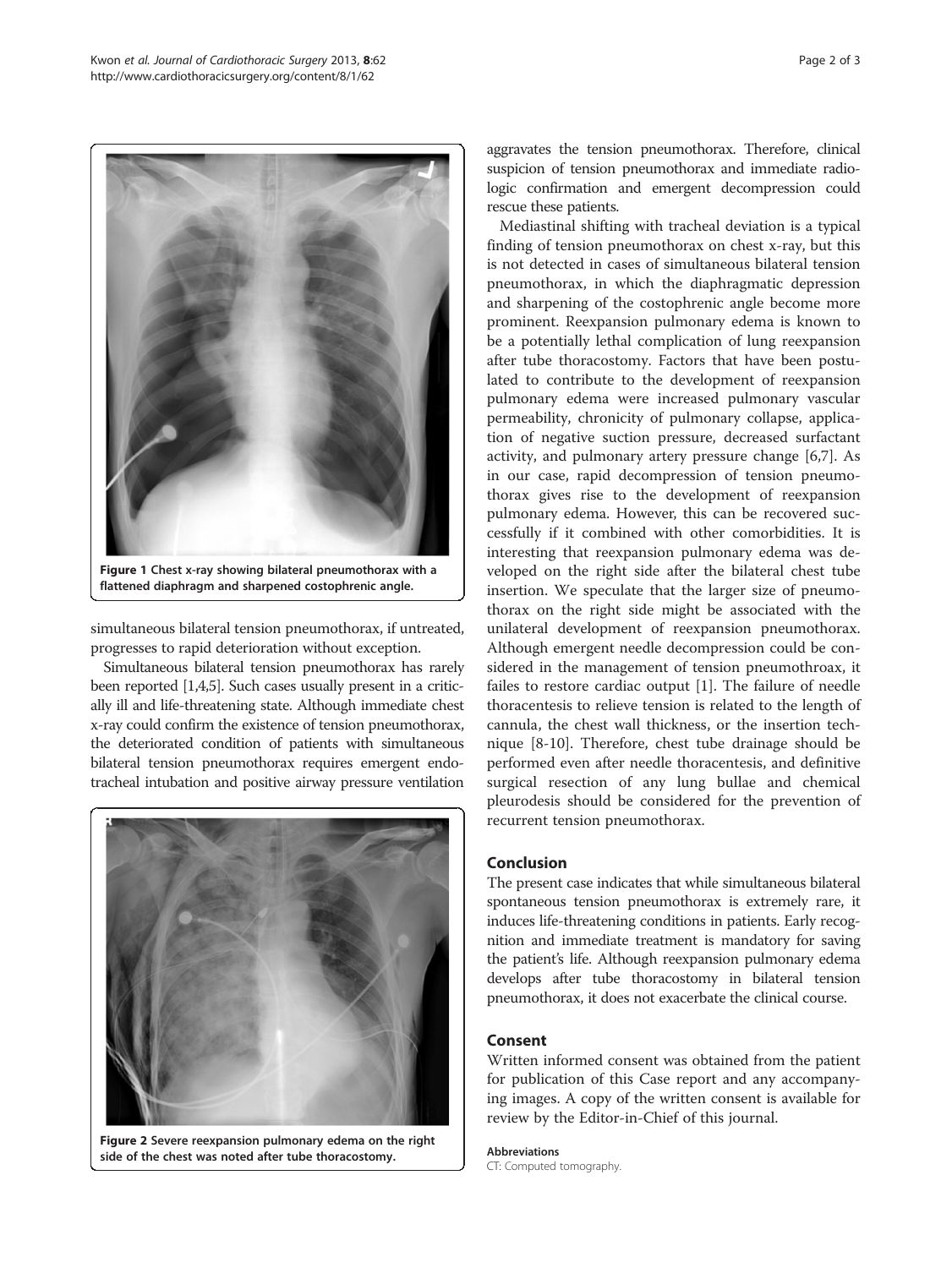Figure 1 Chest x-ray showing bilateral pneumothorax with a flattened diaphragm and sharpened costophrenic angle.

simultaneous bilateral tension pneumothorax, if untreated, progresses to rapid deterioration without exception.

Simultaneous bilateral tension pneumothorax has rarely been reported [1,4,5]. Such cases usually present in a critically ill and life-threatening state. Although immediate chest x-ray could confirm the existence of tension pneumothorax, the deteriorated condition of patients with simultaneous bilateral tension pneumothorax requires emergent endotracheal intubation and positive airway pressure ventilation aggravates the tension pneumothorax. Therefore, clinical suspicion of tension pneumothorax and immediate radiologic confirmation and emergent decompression could rescue these patients.

Mediastinal shifting with tracheal deviation is a typical finding of tension pneumothorax on chest x-ray, but this is not detected in cases of simultaneous bilateral tension pneumothorax, in which the diaphragmatic depression and sharpening of the costophrenic angle become more prominent. Reexpansion pulmonary edema is known to be a potentially lethal complication of lung reexpansion after tube thoracostomy. Factors that have been postulated to contribute to the development of reexpansion pulmonary edema were increased pulmonary vascular permeability, chronicity of pulmonary collapse, application of negative suction pressure, decreased surfactant activity, and pulmonary artery pressure change [6,7]. As in our case, rapid decompression of tension pneumothorax gives rise to the development of reexpansion pulmonary edema. However, this can be recovered successfully if it combined with other comorbidities. It is interesting that reexpansion pulmonary edema was developed on the right side after the bilateral chest tube insertion. We speculate that the larger size of pneumothorax on the right side might be associated with the unilateral development of reexpansion pneumothorax. Although emergent needle decompression could be considered in the management of tension pneumothroax, it failes to restore cardiac output [1]. The failure of needle thoracentesis to relieve tension is related to the length of cannula, the chest wall thickness, or the insertion technique [8-10]. Therefore, chest tube drainage should be performed even after needle thoracentesis, and definitive surgical resection of any lung bullae and chemical pleurodesis should be considered for the prevention of recurrent tension pneumothorax.

Figure 2 Severe reexpansion pulmonary edema on the right side of the chest was noted after tube thoracostomy.

## Conclusion

The present case indicates that while simultaneous bilateral spontaneous tension pneumothorax is extremely rare, it induces life-threatening conditions in patients. Early recognition and immediate treatment is mandatory for saving the patient's life. Although reexpansion pulmonary edema develops after tube thoracostomy in bilateral tension pneumothorax, it does not exacerbate the clinical course.

## Consent

Written informed consent was obtained from the patient for publication of this Case report and any accompanying images. A copy of the written consent is available for review by the Editor-in-Chief of this journal.

### Abbreviations

CT: Computed tomography.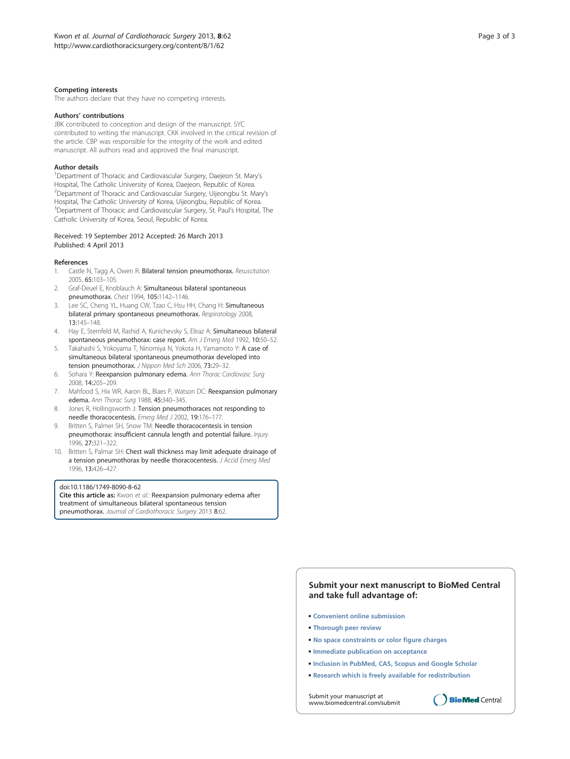### Competing interests

The authors declare that they have no competing interests.

### Authors' contributions

JBK contributed to conception and design of the manuscript. SYC contributed to writing the manuscript. CKK involved in the critical revision of the article. CBP was responsible for the integrity of the work and edited manuscript. All authors read and approved the final manuscript.

### Author details

[1]Department of Thoracic and Cardiovascular Surgery, Daejeon St. Mary's Hospital, The Catholic University of Korea, Daejeon, Republic of Korea. [2]Department of Thoracic and Cardiovascular Surgery, Uijeongbu St. Mary's Hospital, The Catholic University of Korea, Uijeongbu, Republic of Korea. [3]Department of Thoracic and Cardiovascular Surgery, St. Paul's Hospital, The Catholic University of Korea, Seoul, Republic of Korea.

Received: 19 September 2012 Accepted: 26 March 2013
Published: 4 April 2013

### References

1. Castle N, Tagg A, Owen R: **Bilateral tension pneumothorax.** *Resuscitation* 2005, **65:**103–105.
2. Graf-Deuel E, Knoblauch A: **Simultaneous bilateral spontaneous pneumothorax.** *Chest* 1994, **105:**1142–1146.
3. Lee SC, Cheng YL, Huang CW, Tzao C, Hsu HH, Chang H: **Simultaneous bilateral primary spontaneous pneumothorax.** *Respiratology* 2008, **13:**145–148.
4. Hay E, Sternfeld M, Rashid A, Kunichevsky S, Eliraz A: **Simultaneous bilateral spontaneous pneumothorax: case report.** *Am J Emerg Med* 1992, **10:**50–52.
5. Takahashi S, Yokoyama T, Ninomiya N, Yokota H, Yamamoto Y: **A case of simultaneous bilateral spontaneous pneumothorax developed into tension pneumothorax.** *J Nippon Med Sch* 2006, **73:**29–32.
6. Sohara Y: **Reexpansion pulmonary edema.** *Ann Thorac Cardiovasc Surg* 2008, **14:**205–209.
7. Mahfood S, Hix WR, Aaron BL, Blaes P, Watson DC: **Reexpansion pulmonary edema.** *Ann Thorac Surg* 1988, **45:**340–345.
8. Jones R, Hollingsworth J: **Tension pneumothoraces not responding to needle thoracocentesis.** *Emerg Med J* 2002, **19:**176–177.
9. Britten S, Palmer SH, Snow TM: **Needle thoracocentesis in tension pneumothorax: insufficient cannula length and potential failure.** *Injury* 1996, **27:**321–322.
10. Britten S, Palmar SH: **Chest wall thickness may limit adequate drainage of a tension pneumothorax by needle thoracocentesis.** *J Accid Emerg Med* 1996, **13:**426–427.

doi:10.1186/1749-8090-8-62
**Cite this article as:** Kwon *et al.*: Reexpansion pulmonary edema after treatment of simultaneous bilateral spontaneous tension pneumothorax. *Journal of Cardiothoracic Surgery* 2013 **8**:62.

**Submit your next manuscript to BioMed Central and take full advantage of:**

- **Convenient online submission**
- **Thorough peer review**
- **No space constraints or color figure charges**
- **Immediate publication on acceptance**
- **Inclusion in PubMed, CAS, Scopus and Google Scholar**
- **Research which is freely available for redistribution**

Submit your manuscript at
www.biomedcentral.com/submit

BioMed Central